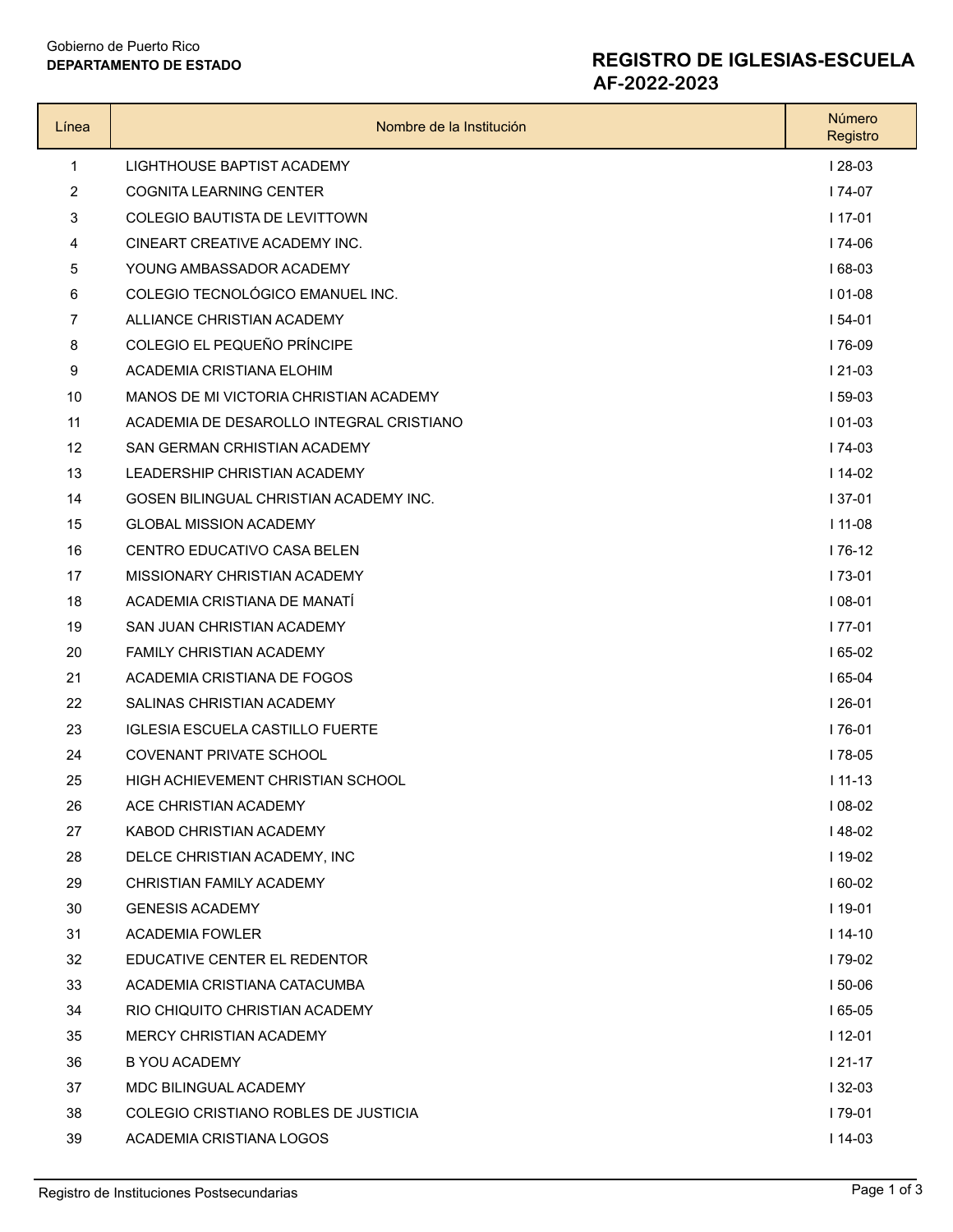Gobierno de Puerto Rico
**DEPARTAMENTO DE ESTADO**

# REGISTRO DE IGLESIAS-ESCUELA
## AF-2022-2023

| Línea | Nombre de la Institución | Número Registro |
|---|---|---|
| 1 | LIGHTHOUSE BAPTIST ACADEMY | I 28-03 |
| 2 | COGNITA LEARNING CENTER | I 74-07 |
| 3 | COLEGIO BAUTISTA DE LEVITTOWN | I 17-01 |
| 4 | CINEART CREATIVE ACADEMY INC. | I 74-06 |
| 5 | YOUNG AMBASSADOR ACADEMY | I 68-03 |
| 6 | COLEGIO TECNOLÓGICO EMANUEL INC. | I 01-08 |
| 7 | ALLIANCE CHRISTIAN ACADEMY | I 54-01 |
| 8 | COLEGIO EL PEQUEÑO PRÍNCIPE | I 76-09 |
| 9 | ACADEMIA CRISTIANA ELOHIM | I 21-03 |
| 10 | MANOS DE MI VICTORIA CHRISTIAN ACADEMY | I 59-03 |
| 11 | ACADEMIA DE DESAROLLO INTEGRAL CRISTIANO | I 01-03 |
| 12 | SAN GERMAN CRHISTIAN ACADEMY | I 74-03 |
| 13 | LEADERSHIP CHRISTIAN ACADEMY | I 14-02 |
| 14 | GOSEN BILINGUAL CHRISTIAN ACADEMY INC. | I 37-01 |
| 15 | GLOBAL MISSION ACADEMY | I 11-08 |
| 16 | CENTRO EDUCATIVO CASA BELEN | I 76-12 |
| 17 | MISSIONARY CHRISTIAN ACADEMY | I 73-01 |
| 18 | ACADEMIA CRISTIANA DE MANATÍ | I 08-01 |
| 19 | SAN JUAN CHRISTIAN ACADEMY | I 77-01 |
| 20 | FAMILY CHRISTIAN ACADEMY | I 65-02 |
| 21 | ACADEMIA CRISTIANA DE FOGOS | I 65-04 |
| 22 | SALINAS CHRISTIAN ACADEMY | I 26-01 |
| 23 | IGLESIA ESCUELA CASTILLO FUERTE | I 76-01 |
| 24 | COVENANT PRIVATE SCHOOL | I 78-05 |
| 25 | HIGH ACHIEVEMENT CHRISTIAN SCHOOL | I 11-13 |
| 26 | ACE CHRISTIAN ACADEMY | I 08-02 |
| 27 | KABOD CHRISTIAN ACADEMY | I 48-02 |
| 28 | DELCE CHRISTIAN ACADEMY, INC | I 19-02 |
| 29 | CHRISTIAN FAMILY ACADEMY | I 60-02 |
| 30 | GENESIS ACADEMY | I 19-01 |
| 31 | ACADEMIA FOWLER | I 14-10 |
| 32 | EDUCATIVE CENTER EL REDENTOR | I 79-02 |
| 33 | ACADEMIA CRISTIANA CATACUMBA | I 50-06 |
| 34 | RIO CHIQUITO CHRISTIAN ACADEMY | I 65-05 |
| 35 | MERCY CHRISTIAN ACADEMY | I 12-01 |
| 36 | B YOU ACADEMY | I 21-17 |
| 37 | MDC BILINGUAL ACADEMY | I 32-03 |
| 38 | COLEGIO CRISTIANO ROBLES DE JUSTICIA | I 79-01 |
| 39 | ACADEMIA CRISTIANA LOGOS | I 14-03 |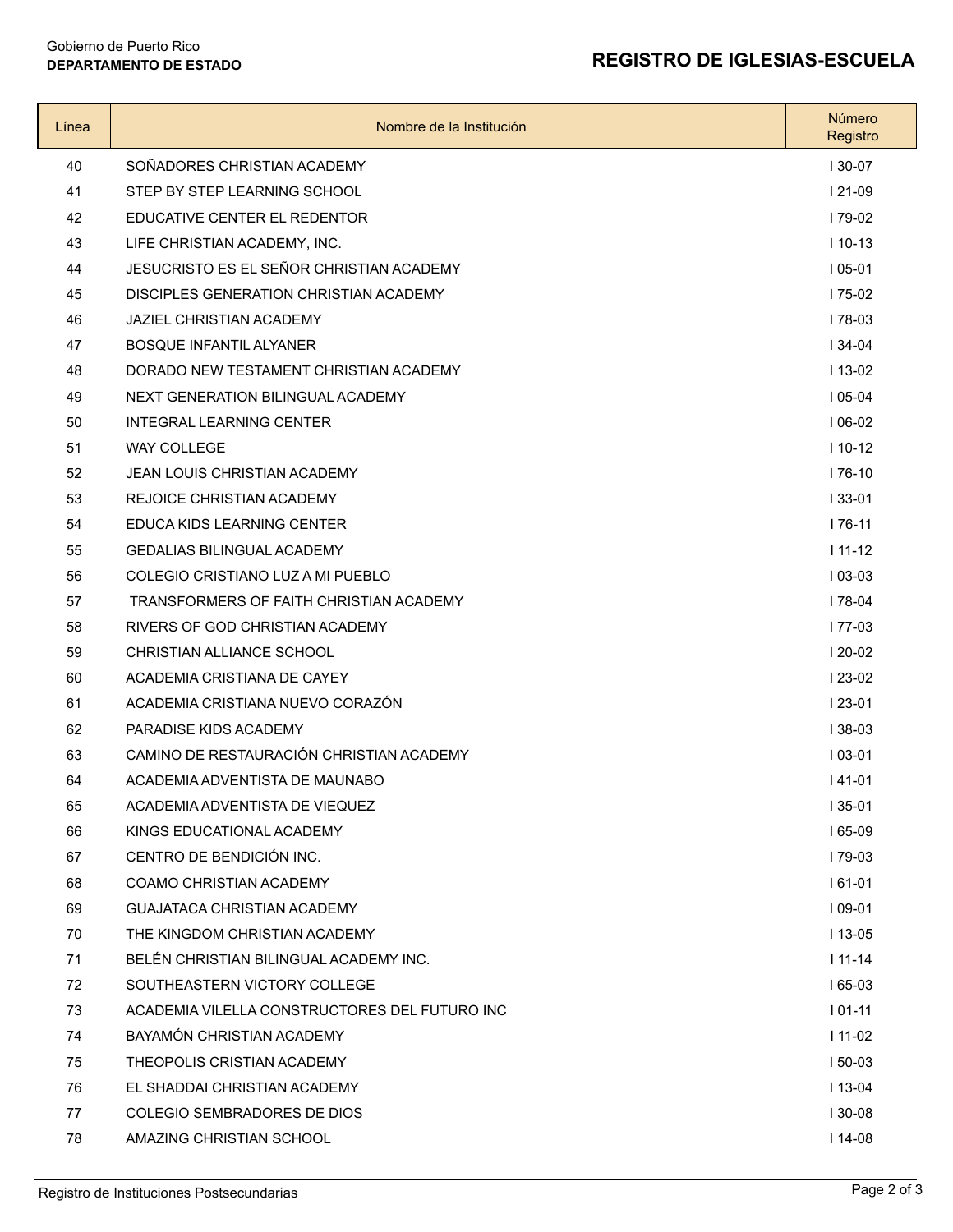| Línea | Nombre de la Institución | Número Registro |
|---|---|---|
| 40 | SOÑADORES CHRISTIAN ACADEMY | I 30-07 |
| 41 | STEP BY STEP LEARNING SCHOOL | I 21-09 |
| 42 | EDUCATIVE CENTER EL REDENTOR | I 79-02 |
| 43 | LIFE CHRISTIAN ACADEMY, INC. | I 10-13 |
| 44 | JESUCRISTO ES EL SEÑOR CHRISTIAN ACADEMY | I 05-01 |
| 45 | DISCIPLES GENERATION CHRISTIAN ACADEMY | I 75-02 |
| 46 | JAZIEL CHRISTIAN ACADEMY | I 78-03 |
| 47 | BOSQUE INFANTIL ALYANER | I 34-04 |
| 48 | DORADO NEW TESTAMENT CHRISTIAN ACADEMY | I 13-02 |
| 49 | NEXT GENERATION BILINGUAL ACADEMY | I 05-04 |
| 50 | INTEGRAL LEARNING CENTER | I 06-02 |
| 51 | WAY COLLEGE | I 10-12 |
| 52 | JEAN LOUIS CHRISTIAN ACADEMY | I 76-10 |
| 53 | REJOICE CHRISTIAN ACADEMY | I 33-01 |
| 54 | EDUCA KIDS LEARNING CENTER | I 76-11 |
| 55 | GEDALIAS BILINGUAL ACADEMY | I 11-12 |
| 56 | COLEGIO CRISTIANO LUZ A MI PUEBLO | I 03-03 |
| 57 | TRANSFORMERS OF FAITH CHRISTIAN ACADEMY | I 78-04 |
| 58 | RIVERS OF GOD CHRISTIAN ACADEMY | I 77-03 |
| 59 | CHRISTIAN ALLIANCE SCHOOL | I 20-02 |
| 60 | ACADEMIA CRISTIANA DE CAYEY | I 23-02 |
| 61 | ACADEMIA CRISTIANA NUEVO CORAZÓN | I 23-01 |
| 62 | PARADISE KIDS ACADEMY | I 38-03 |
| 63 | CAMINO DE RESTAURACIÓN CHRISTIAN ACADEMY | I 03-01 |
| 64 | ACADEMIA ADVENTISTA DE MAUNABO | I 41-01 |
| 65 | ACADEMIA ADVENTISTA DE VIEQUEZ | I 35-01 |
| 66 | KINGS EDUCATIONAL ACADEMY | I 65-09 |
| 67 | CENTRO DE BENDICIÓN INC. | I 79-03 |
| 68 | COAMO CHRISTIAN ACADEMY | I 61-01 |
| 69 | GUAJATACA CHRISTIAN ACADEMY | I 09-01 |
| 70 | THE KINGDOM CHRISTIAN ACADEMY | I 13-05 |
| 71 | BELÉN CHRISTIAN BILINGUAL ACADEMY INC. | I 11-14 |
| 72 | SOUTHEASTERN VICTORY COLLEGE | I 65-03 |
| 73 | ACADEMIA VILELLA CONSTRUCTORES DEL FUTURO INC | I 01-11 |
| 74 | BAYAMÓN CHRISTIAN ACADEMY | I 11-02 |
| 75 | THEOPOLIS CRISTIAN ACADEMY | I 50-03 |
| 76 | EL SHADDAI CHRISTIAN ACADEMY | I 13-04 |
| 77 | COLEGIO SEMBRADORES DE DIOS | I 30-08 |
| 78 | AMAZING CHRISTIAN SCHOOL | I 14-08 |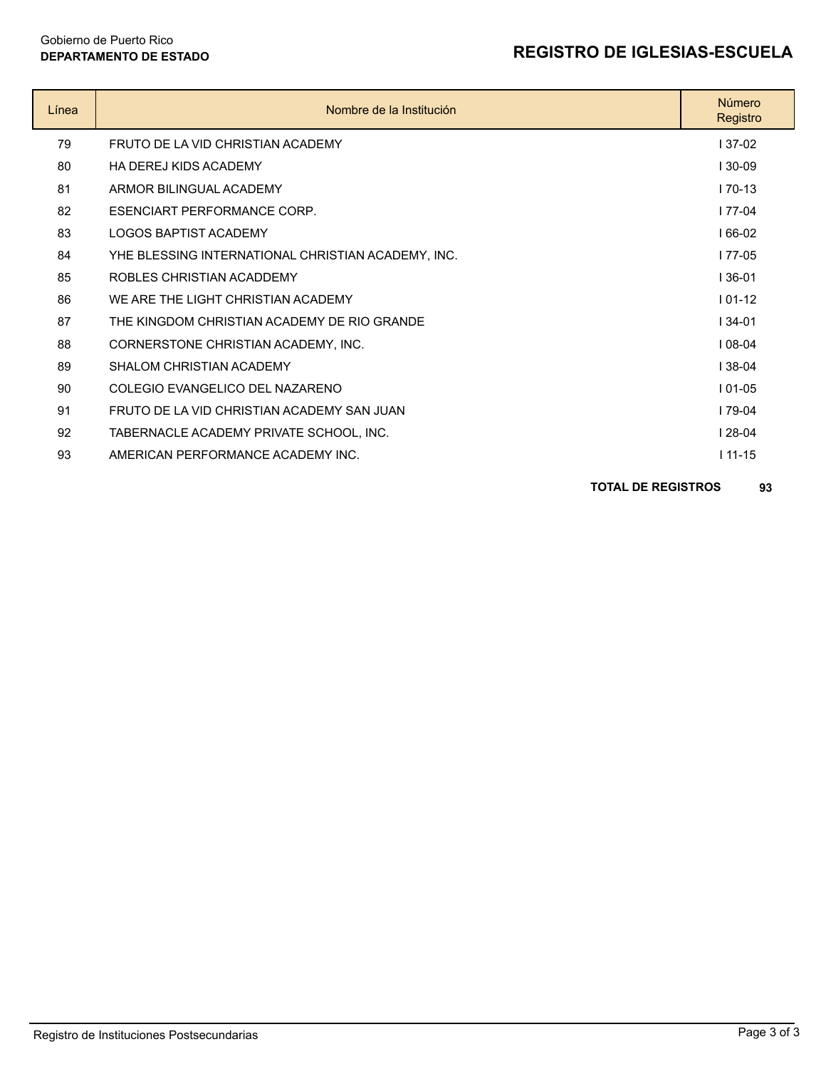Gobierno de Puerto Rico
**DEPARTAMENTO DE ESTADO**

# REGISTRO DE IGLESIAS-ESCUELA

| Línea | Nombre de la Institución | Número Registro |
|---|---|---|
| 79 | FRUTO DE LA VID CHRISTIAN ACADEMY | I 37-02 |
| 80 | HA DEREJ KIDS ACADEMY | I 30-09 |
| 81 | ARMOR BILINGUAL ACADEMY | I 70-13 |
| 82 | ESENCIART PERFORMANCE CORP. | I 77-04 |
| 83 | LOGOS BAPTIST ACADEMY | I 66-02 |
| 84 | YHE BLESSING INTERNATIONAL CHRISTIAN ACADEMY, INC. | I 77-05 |
| 85 | ROBLES CHRISTIAN ACADDEMY | I 36-01 |
| 86 | WE ARE THE LIGHT CHRISTIAN ACADEMY | I 01-12 |
| 87 | THE KINGDOM CHRISTIAN ACADEMY DE RIO GRANDE | I 34-01 |
| 88 | CORNERSTONE CHRISTIAN ACADEMY, INC. | I 08-04 |
| 89 | SHALOM CHRISTIAN ACADEMY | I 38-04 |
| 90 | COLEGIO EVANGELICO DEL NAZARENO | I 01-05 |
| 91 | FRUTO DE LA VID CHRISTIAN ACADEMY SAN JUAN | I 79-04 |
| 92 | TABERNACLE ACADEMY PRIVATE SCHOOL, INC. | I 28-04 |
| 93 | AMERICAN PERFORMANCE ACADEMY INC. | I 11-15 |

**TOTAL DE REGISTROS** **93**

Registro de Instituciones Postsecundarias